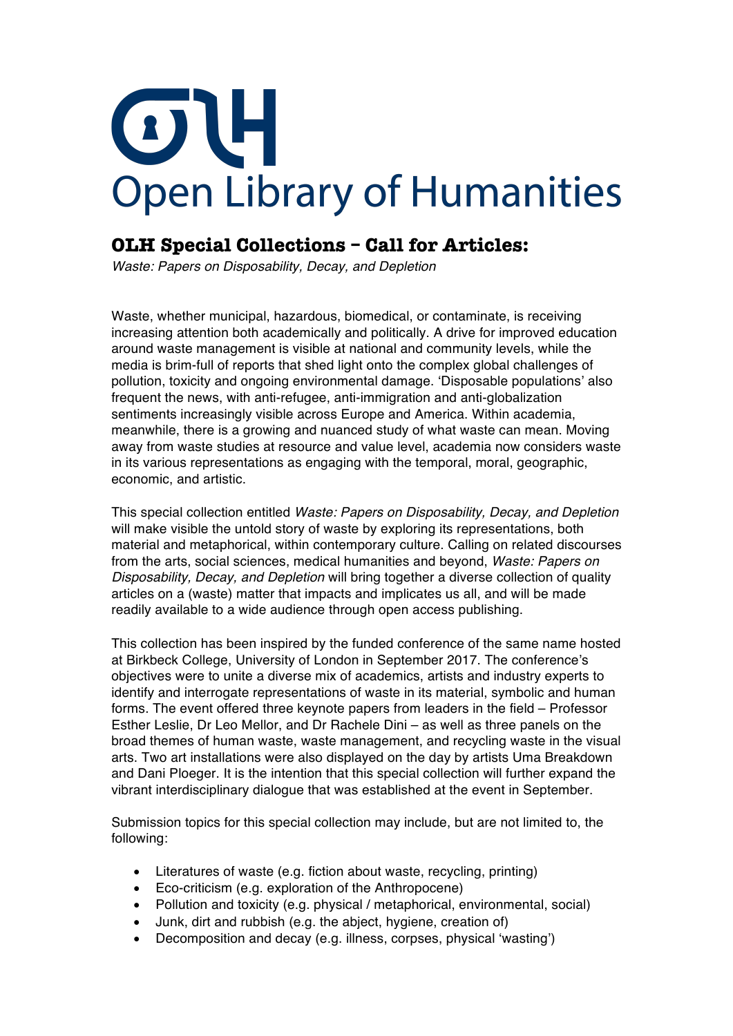# Open Library of Humanities

## OLH Special Collections – Call for Articles:

*Waste: Papers on Disposability, Decay, and Depletion*

Waste, whether municipal, hazardous, biomedical, or contaminate, is receiving increasing attention both academically and politically. A drive for improved education around waste management is visible at national and community levels, while the media is brim-full of reports that shed light onto the complex global challenges of pollution, toxicity and ongoing environmental damage. 'Disposable populations' also frequent the news, with anti-refugee, anti-immigration and anti-globalization sentiments increasingly visible across Europe and America. Within academia, meanwhile, there is a growing and nuanced study of what waste can mean. Moving away from waste studies at resource and value level, academia now considers waste in its various representations as engaging with the temporal, moral, geographic, economic, and artistic.

This special collection entitled *Waste: Papers on Disposability, Decay, and Depletion* will make visible the untold story of waste by exploring its representations, both material and metaphorical, within contemporary culture. Calling on related discourses from the arts, social sciences, medical humanities and beyond, *Waste: Papers on Disposability, Decay, and Depletion* will bring together a diverse collection of quality articles on a (waste) matter that impacts and implicates us all, and will be made readily available to a wide audience through open access publishing.

This collection has been inspired by the funded conference of the same name hosted at Birkbeck College, University of London in September 2017. The conference's objectives were to unite a diverse mix of academics, artists and industry experts to identify and interrogate representations of waste in its material, symbolic and human forms. The event offered three keynote papers from leaders in the field – Professor Esther Leslie, Dr Leo Mellor, and Dr Rachele Dini – as well as three panels on the broad themes of human waste, waste management, and recycling waste in the visual arts. Two art installations were also displayed on the day by artists Uma Breakdown and Dani Ploeger. It is the intention that this special collection will further expand the vibrant interdisciplinary dialogue that was established at the event in September.

Submission topics for this special collection may include, but are not limited to, the following:

- Literatures of waste (e.g. fiction about waste, recycling, printing)
- Eco-criticism (e.g. exploration of the Anthropocene)
- Pollution and toxicity (e.g. physical / metaphorical, environmental, social)
- Junk, dirt and rubbish (e.g. the abject, hygiene, creation of)
- Decomposition and decay (e.g. illness, corpses, physical 'wasting')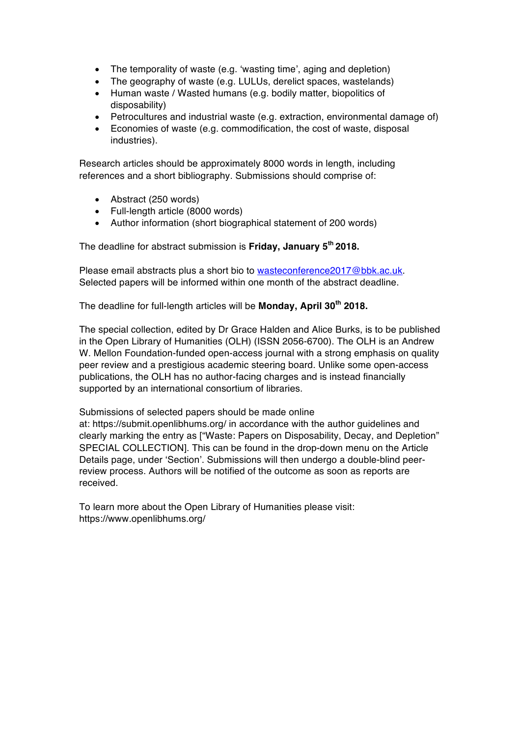- The temporality of waste (e.g. 'wasting time', aging and depletion)
- The geography of waste (e.g. LULUs, derelict spaces, wastelands)
- Human waste / Wasted humans (e.g. bodily matter, biopolitics of disposability)
- Petrocultures and industrial waste (e.g. extraction, environmental damage of)
- Economies of waste (e.g. commodification, the cost of waste, disposal industries).

Research articles should be approximately 8000 words in length, including references and a short bibliography. Submissions should comprise of:

- Abstract (250 words)
- Full-length article (8000 words)
- Author information (short biographical statement of 200 words)

The deadline for abstract submission is **Friday, January 5th 2018.**

Please email abstracts plus a short bio to wasteconference2017@bbk.ac.uk. Selected papers will be informed within one month of the abstract deadline.

The deadline for full-length articles will be **Monday, April 30th 2018.**

The special collection, edited by Dr Grace Halden and Alice Burks, is to be published in the Open Library of Humanities (OLH) (ISSN 2056-6700). The OLH is an Andrew W. Mellon Foundation-funded open-access journal with a strong emphasis on quality peer review and a prestigious academic steering board. Unlike some open-access publications, the OLH has no author-facing charges and is instead financially supported by an international consortium of libraries.

Submissions of selected papers should be made online at: https://submit.openlibhums.org/ in accordance with the author guidelines and clearly marking the entry as ["Waste: Papers on Disposability, Decay, and Depletion" SPECIAL COLLECTION]. This can be found in the drop-down menu on the Article Details page, under 'Section'. Submissions will then undergo a double-blind peer-review process. Authors will be notified of the outcome as soon as reports are received.

To learn more about the Open Library of Humanities please visit: https://www.openlibhums.org/